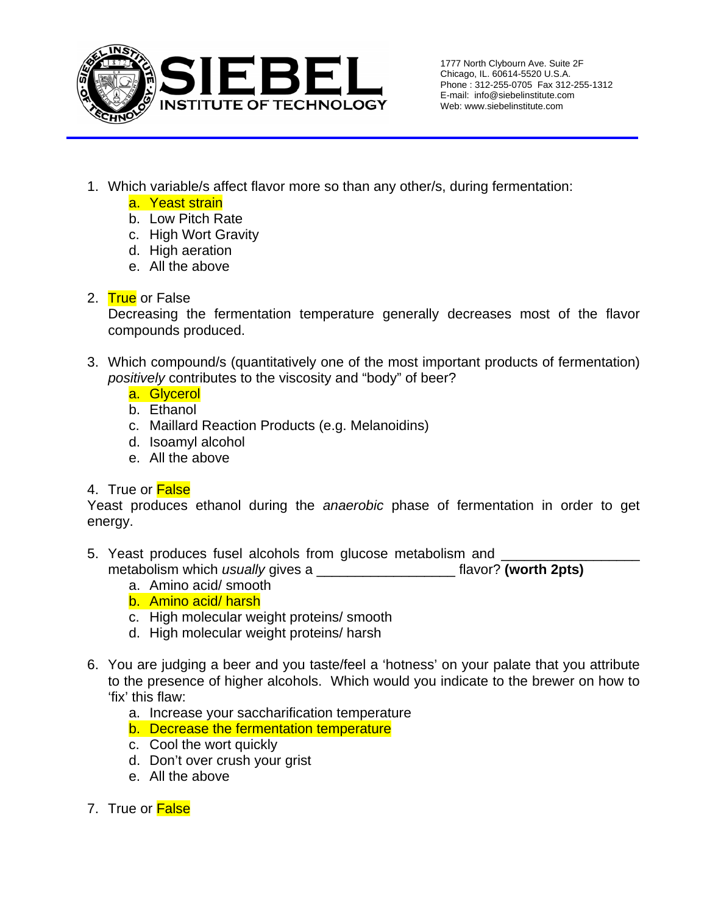**SIEBEL**
**INSTITUTE OF TECHNOLOGY**

1777 North Clybourn Ave. Suite 2F
Chicago, IL. 60614-5520 U.S.A.
Phone : 312-255-0705 Fax 312-255-1312
E-mail: info@siebelinstitute.com
Web: www.siebelinstitute.com

---

1. Which variable/s affect flavor more so than any other/s, during fermentation:
   a. Yeast strain
   b. Low Pitch Rate
   c. High Wort Gravity
   d. High aeration
   e. All the above

2. True or False
   Decreasing the fermentation temperature generally decreases most of the flavor compounds produced.

3. Which compound/s (quantitatively one of the most important products of fermentation) *positively* contributes to the viscosity and "body" of beer?
   a. Glycerol
   b. Ethanol
   c. Maillard Reaction Products (e.g. Melanoidins)
   d. Isoamyl alcohol
   e. All the above

4. True or False
   Yeast produces ethanol during the *anaerobic* phase of fermentation in order to get energy.

5. Yeast produces fusel alcohols from glucose metabolism and ________________ metabolism which *usually* gives a ________________ flavor? **(worth 2pts)**
   a. Amino acid/ smooth
   b. Amino acid/ harsh
   c. High molecular weight proteins/ smooth
   d. High molecular weight proteins/ harsh

6. You are judging a beer and you taste/feel a 'hotness' on your palate that you attribute to the presence of higher alcohols. Which would you indicate to the brewer on how to 'fix' this flaw:
   a. Increase your saccharification temperature
   b. Decrease the fermentation temperature
   c. Cool the wort quickly
   d. Don't over crush your grist
   e. All the above

7. True or False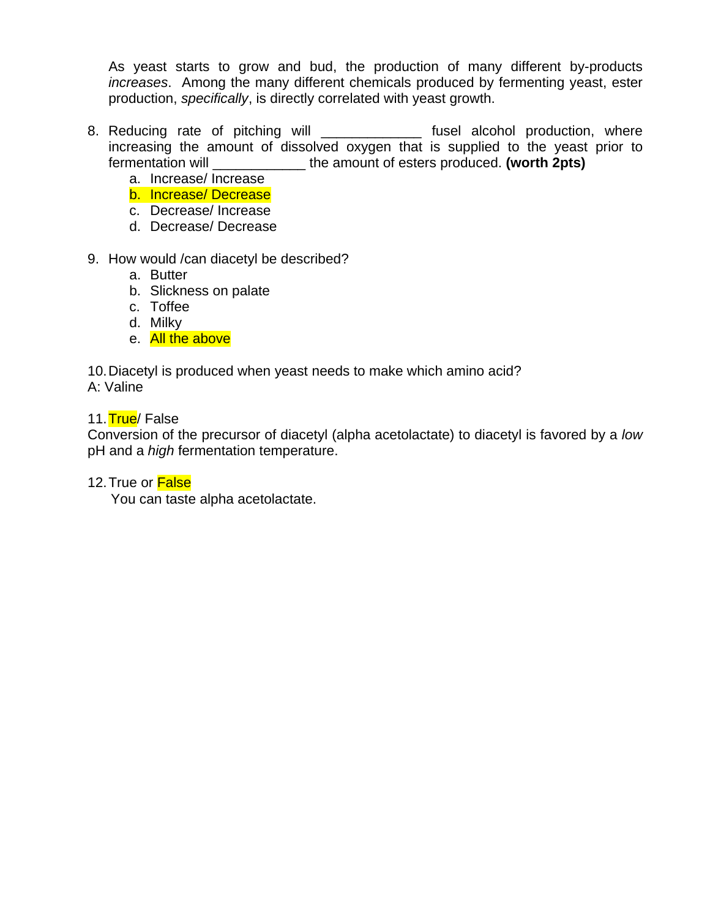As yeast starts to grow and bud, the production of many different by-products *increases*. Among the many different chemicals produced by fermenting yeast, ester production, *specifically*, is directly correlated with yeast growth.

8. Reducing rate of pitching will _____________ fusel alcohol production, where increasing the amount of dissolved oxygen that is supplied to the yeast prior to fermentation will ____________ the amount of esters produced. **(worth 2pts)**
   a. Increase/ Increase
   b. Increase/ Decrease
   c. Decrease/ Increase
   d. Decrease/ Decrease

9. How would /can diacetyl be described?
   a. Butter
   b. Slickness on palate
   c. Toffee
   d. Milky
   e. All the above

10. Diacetyl is produced when yeast needs to make which amino acid?
A: Valine

11. True/ False
Conversion of the precursor of diacetyl (alpha acetolactate) to diacetyl is favored by a *low* pH and a *high* fermentation temperature.

12. True or False
You can taste alpha acetolactate.